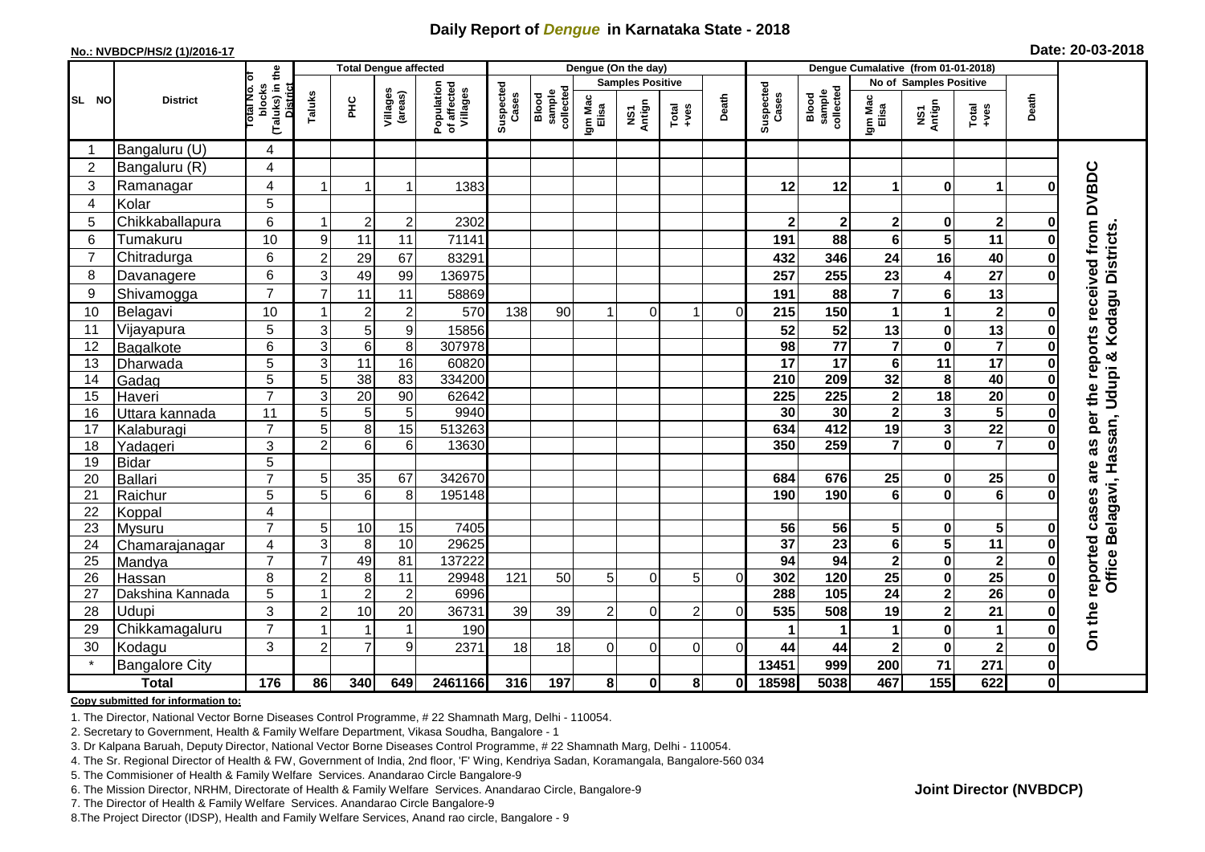# Daily Report of *Dengue* in Karnataka State - 2018

**No.: NVBDCP/HS/2 (1)/2016-17**

**Date: 20-03-2018**

| SL NO | District | Total No. of blocks (Taluks) in the District | Total Dengue affected | | | | Dengue (On the day) | | | | | | | Dengue Cumalative (from 01-01-2018) | | | | | | | |
|---|---|---|---|---|---|---|---|---|---|---|---|---|---|---|---|---|---|---|---|---|
| | | | Taluks | PHC | Villages (areas) | Population of affected Villages | Suspected Cases | Blood sample collected | Samples Positive | | | Death | Suspected Cases | Blood sample collected | No of Samples Positive | | | Death | |
| | | | | | | | | | Igm Mac Elisa | NS1 Antign | Total +ves | | | | Igm Mac Elisa | NS1 Antign | Total +ves | | |
| 1 | Bangaluru (U) | 4 | | | | | | | | | | | | | | | | | On the reported cases are as per the reports received from DVBDC Office Belagavi, Hassan, Udupi & Kodagu Districts. |
| 2 | Bangaluru (R) | 4 | | | | | | | | | | | | | | | | | |
| 3 | Ramanagar | 4 | 1 | 1 | 1 | 1383 | | | | | | | 12 | 12 | 1 | 0 | 1 | 0 | |
| 4 | Kolar | 5 | | | | | | | | | | | | | | | | | |
| 5 | Chikkaballapura | 6 | 1 | 2 | 2 | 2302 | | | | | | | 2 | 2 | 2 | 0 | 2 | 0 | |
| 6 | Tumakuru | 10 | 9 | 11 | 11 | 71141 | | | | | | | 191 | 88 | 6 | 5 | 11 | 0 | |
| 7 | Chitradurga | 6 | 2 | 29 | 67 | 83291 | | | | | | | 432 | 346 | 24 | 16 | 40 | 0 | |
| 8 | Davanagere | 6 | 3 | 49 | 99 | 136975 | | | | | | | 257 | 255 | 23 | 4 | 27 | 0 | |
| 9 | Shivamogga | 7 | 7 | 11 | 11 | 58869 | | | | | | | 191 | 88 | 7 | 6 | 13 | | |
| 10 | Belagavi | 10 | 1 | 2 | 2 | 570 | 138 | 90 | 1 | 0 | 1 | 0 | 215 | 150 | 1 | 1 | 2 | 0 | |
| 11 | Vijayapura | 5 | 3 | 5 | 9 | 15856 | | | | | | | 52 | 52 | 13 | 0 | 13 | 0 | |
| 12 | Bagalkote | 6 | 3 | 6 | 8 | 307978 | | | | | | | 98 | 77 | 7 | 0 | 7 | 0 | |
| 13 | Dharwada | 5 | 3 | 11 | 16 | 60820 | | | | | | | 17 | 17 | 6 | 11 | 17 | 0 | |
| 14 | Gadag | 5 | 5 | 38 | 83 | 334200 | | | | | | | 210 | 209 | 32 | 8 | 40 | 0 | |
| 15 | Haveri | 7 | 3 | 20 | 90 | 62642 | | | | | | | 225 | 225 | 2 | 18 | 20 | 0 | |
| 16 | Uttara kannada | 11 | 5 | 5 | 5 | 9940 | | | | | | | 30 | 30 | 2 | 3 | 5 | 0 | |
| 17 | Kalaburagi | 7 | 5 | 8 | 15 | 513263 | | | | | | | 634 | 412 | 19 | 3 | 22 | 0 | |
| 18 | Yadageri | 3 | 2 | 6 | 6 | 13630 | | | | | | | 350 | 259 | 7 | 0 | 7 | 0 | |
| 19 | Bidar | 5 | | | | | | | | | | | | | | | | | |
| 20 | Ballari | 7 | 5 | 35 | 67 | 342670 | | | | | | | 684 | 676 | 25 | 0 | 25 | 0 | |
| 21 | Raichur | 5 | 5 | 6 | 8 | 195148 | | | | | | | 190 | 190 | 6 | 0 | 6 | 0 | |
| 22 | Koppal | 4 | | | | | | | | | | | | | | | | | |
| 23 | Mysuru | 7 | 5 | 10 | 15 | 7405 | | | | | | | 56 | 56 | 5 | 0 | 5 | 0 | |
| 24 | Chamarajanagar | 4 | 3 | 8 | 10 | 29625 | | | | | | | 37 | 23 | 6 | 5 | 11 | 0 | |
| 25 | Mandya | 7 | 7 | 49 | 81 | 137222 | | | | | | | 94 | 94 | 2 | 0 | 2 | 0 | |
| 26 | Hassan | 8 | 2 | 8 | 11 | 29948 | 121 | 50 | 5 | 0 | 5 | 0 | 302 | 120 | 25 | 0 | 25 | 0 | |
| 27 | Dakshina Kannada | 5 | 1 | 2 | 2 | 6996 | | | | | | | 288 | 105 | 24 | 2 | 26 | 0 | |
| 28 | Udupi | 3 | 2 | 10 | 20 | 36731 | 39 | 39 | 2 | 0 | 2 | 0 | 535 | 508 | 19 | 2 | 21 | 0 | |
| 29 | Chikkamagaluru | 7 | 1 | 1 | 1 | 190 | | | | | | | 1 | 1 | 1 | 0 | 1 | 0 | |
| 30 | Kodagu | 3 | 2 | 7 | 9 | 2371 | 18 | 18 | 0 | 0 | 0 | 0 | 44 | 44 | 2 | 0 | 2 | 0 | |
| * | Bangalore City | | | | | | | | | | | | 13451 | 999 | 200 | 71 | 271 | 0 | |
| | **Total** | **176** | **86** | **340** | **649** | **2461166** | **316** | **197** | **8** | **0** | **8** | **0** | **18598** | **5038** | **467** | **155** | **622** | **0** | |

**Copy submitted for information to:**

1. The Director, National Vector Borne Diseases Control Programme, # 22 Shamnath Marg, Delhi - 110054.
2. Secretary to Government, Health & Family Welfare Department, Vikasa Soudha, Bangalore - 1
3. Dr Kalpana Baruah, Deputy Director, National Vector Borne Diseases Control Programme, # 22 Shamnath Marg, Delhi - 110054.
4. The Sr. Regional Director of Health & FW, Government of India, 2nd floor, 'F' Wing, Kendriya Sadan, Koramangala, Bangalore-560 034
5. The Commisioner of Health & Family Welfare Services. Anandarao Circle Bangalore-9
6. The Mission Director, NRHM, Directorate of Health & Family Welfare Services. Anandarao Circle, Bangalore-9
7. The Director of Health & Family Welfare Services. Anandarao Circle Bangalore-9
8. The Project Director (IDSP), Health and Family Welfare Services, Anand rao circle, Bangalore - 9

**Joint Director (NVBDCP)**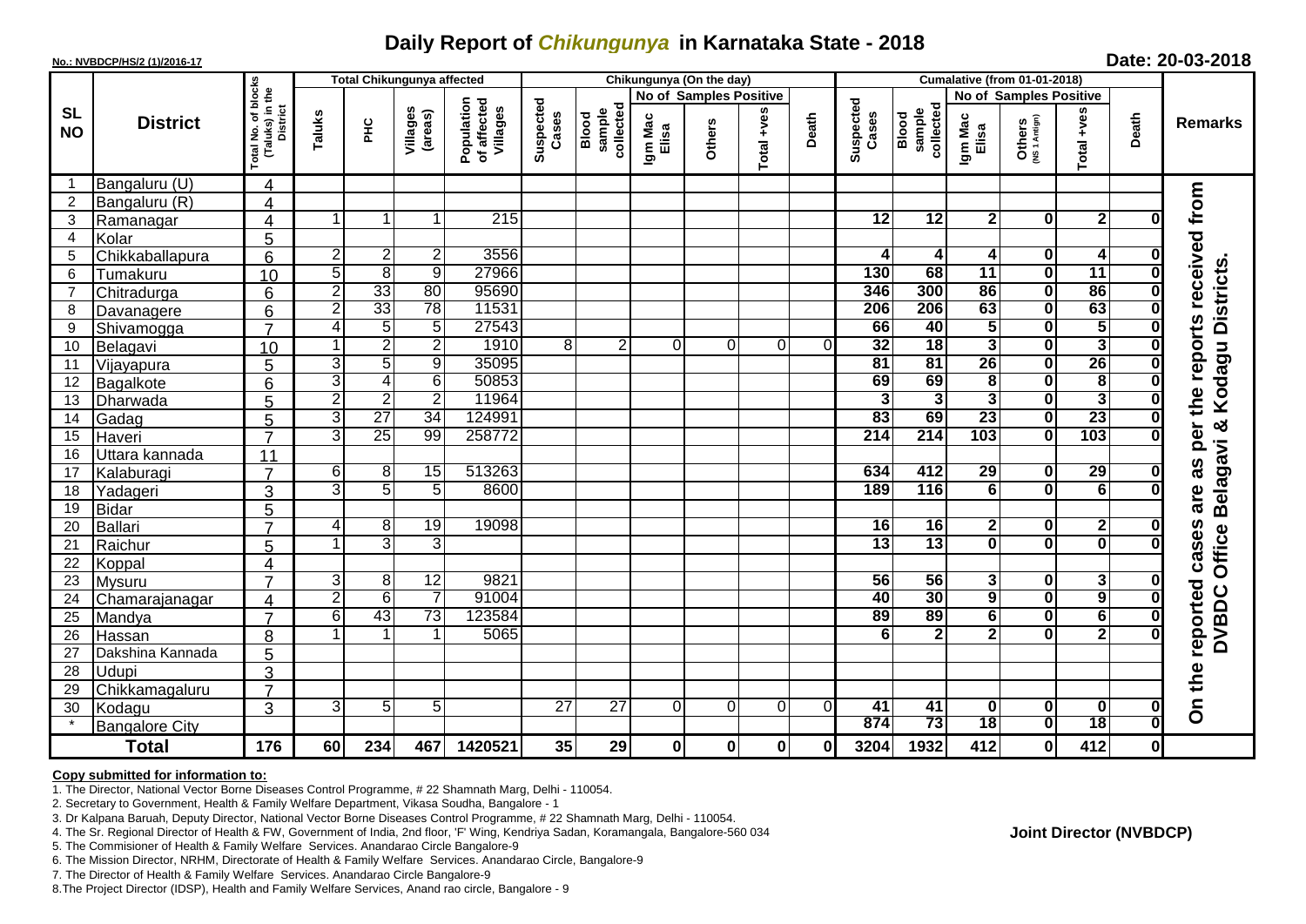# Daily Report of *Chikungunya* in Karnataka State - 2018

**No.: NVBDCP/HS/2 (1)/2016-17**

**Date: 20-03-2018**

| SL NO | District | Total No. of blocks (Taluks) in the District | Total Chikungunya affected | | | | Chikungunya (On the day) | | | | | | | Cumalative (from 01-01-2018) | | | | | | | Remarks |
|---|---|---|---|---|---|---|---|---|---|---|---|---|---|---|---|---|---|---|---|---|---|
| | | | | | | | | | No of Samples Positive | | | | | | | No of Samples Positive | | | | | |
| | | | Taluks | PHC | Villages (areas) | Population of affected Villages | Suspected Cases | Blood sample collected | Igm Mac Elisa | Others | Total +ves | Death | Suspected Cases | Blood sample collected | Igm Mac Elisa | Others (NS 1 Antign) | Total +ves | Death | |
| 1 | Bangaluru (U) | 4 | | | | | | | | | | | | | | | | | On the reported cases are as per the reports received from DVBDC Office Belagavi & Kodagu Districts. |
| 2 | Bangaluru (R) | 4 | | | | | | | | | | | | | | | | | |
| 3 | Ramanagar | 4 | 1 | 1 | 1 | 215 | | | | | | | 12 | 12 | 2 | 0 | 2 | 0 | |
| 4 | Kolar | 5 | | | | | | | | | | | | | | | | | |
| 5 | Chikkaballapura | 6 | 2 | 2 | 2 | 3556 | | | | | | | 4 | 4 | 4 | 0 | 4 | 0 | |
| 6 | Tumakuru | 10 | 5 | 8 | 9 | 27966 | | | | | | | 130 | 68 | 11 | 0 | 11 | 0 | |
| 7 | Chitradurga | 6 | 2 | 33 | 80 | 95690 | | | | | | | 346 | 300 | 86 | 0 | 86 | 0 | |
| 8 | Davanagere | 6 | 2 | 33 | 78 | 11531 | | | | | | | 206 | 206 | 63 | 0 | 63 | 0 | |
| 9 | Shivamogga | 7 | 4 | 5 | 5 | 27543 | | | | | | | 66 | 40 | 5 | 0 | 5 | 0 | |
| 10 | Belagavi | 10 | 1 | 2 | 2 | 1910 | 8 | 2 | 0 | 0 | 0 | 0 | 32 | 18 | 3 | 0 | 3 | 0 | |
| 11 | Vijayapura | 5 | 3 | 5 | 9 | 35095 | | | | | | | 81 | 81 | 26 | 0 | 26 | 0 | |
| 12 | Bagalkote | 6 | 3 | 4 | 6 | 50853 | | | | | | | 69 | 69 | 8 | 0 | 8 | 0 | |
| 13 | Dharwada | 5 | 2 | 2 | 2 | 11964 | | | | | | | 3 | 3 | 3 | 0 | 3 | 0 | |
| 14 | Gadag | 5 | 3 | 27 | 34 | 124991 | | | | | | | 83 | 69 | 23 | 0 | 23 | 0 | |
| 15 | Haveri | 7 | 3 | 25 | 99 | 258772 | | | | | | | 214 | 214 | 103 | 0 | 103 | 0 | |
| 16 | Uttara kannada | 11 | | | | | | | | | | | | | | | | | |
| 17 | Kalaburagi | 7 | 6 | 8 | 15 | 513263 | | | | | | | 634 | 412 | 29 | 0 | 29 | 0 | |
| 18 | Yadageri | 3 | 3 | 5 | 5 | 8600 | | | | | | | 189 | 116 | 6 | 0 | 6 | 0 | |
| 19 | Bidar | 5 | | | | | | | | | | | | | | | | | |
| 20 | Ballari | 7 | 4 | 8 | 19 | 19098 | | | | | | | 16 | 16 | 2 | 0 | 2 | 0 | |
| 21 | Raichur | 5 | 1 | 3 | 3 | | | | | | | | 13 | 13 | 0 | 0 | 0 | 0 | |
| 22 | Koppal | 4 | | | | | | | | | | | | | | | | | |
| 23 | Mysuru | 7 | 3 | 8 | 12 | 9821 | | | | | | | 56 | 56 | 3 | 0 | 3 | 0 | |
| 24 | Chamarajanagar | 4 | 2 | 6 | 7 | 91004 | | | | | | | 40 | 30 | 9 | 0 | 9 | 0 | |
| 25 | Mandya | 7 | 6 | 43 | 73 | 123584 | | | | | | | 89 | 89 | 6 | 0 | 6 | 0 | |
| 26 | Hassan | 8 | 1 | 1 | 1 | 5065 | | | | | | | 6 | 2 | 2 | 0 | 2 | 0 | |
| 27 | Dakshina Kannada | 5 | | | | | | | | | | | | | | | | | |
| 28 | Udupi | 3 | | | | | | | | | | | | | | | | | |
| 29 | Chikkamagaluru | 7 | | | | | | | | | | | | | | | | | |
| 30 | Kodagu | 3 | 3 | 5 | 5 | | 27 | 27 | 0 | 0 | 0 | 0 | 41 | 41 | 0 | 0 | 0 | 0 | |
| * | Bangalore City | | | | | | | | | | | | 874 | 73 | 18 | 0 | 18 | 0 | |
| **Total** | | **176** | **60** | **234** | **467** | **1420521** | **35** | **29** | **0** | **0** | **0** | **0** | **3204** | **1932** | **412** | **0** | **412** | **0** | |

**Copy submitted for information to:**

1. The Director, National Vector Borne Diseases Control Programme, # 22 Shamnath Marg, Delhi - 110054.
2. Secretary to Government, Health & Family Welfare Department, Vikasa Soudha, Bangalore - 1
3. Dr Kalpana Baruah, Deputy Director, National Vector Borne Diseases Control Programme, # 22 Shamnath Marg, Delhi - 110054.
4. The Sr. Regional Director of Health & FW, Government of India, 2nd floor, 'F' Wing, Kendriya Sadan, Koramangala, Bangalore-560 034
5. The Commisioner of Health & Family Welfare Services. Anandarao Circle Bangalore-9
6. The Mission Director, NRHM, Directorate of Health & Family Welfare Services. Anandarao Circle, Bangalore-9
7. The Director of Health & Family Welfare Services. Anandarao Circle Bangalore-9
8. The Project Director (IDSP), Health and Family Welfare Services, Anand rao circle, Bangalore - 9

**Joint Director (NVBDCP)**